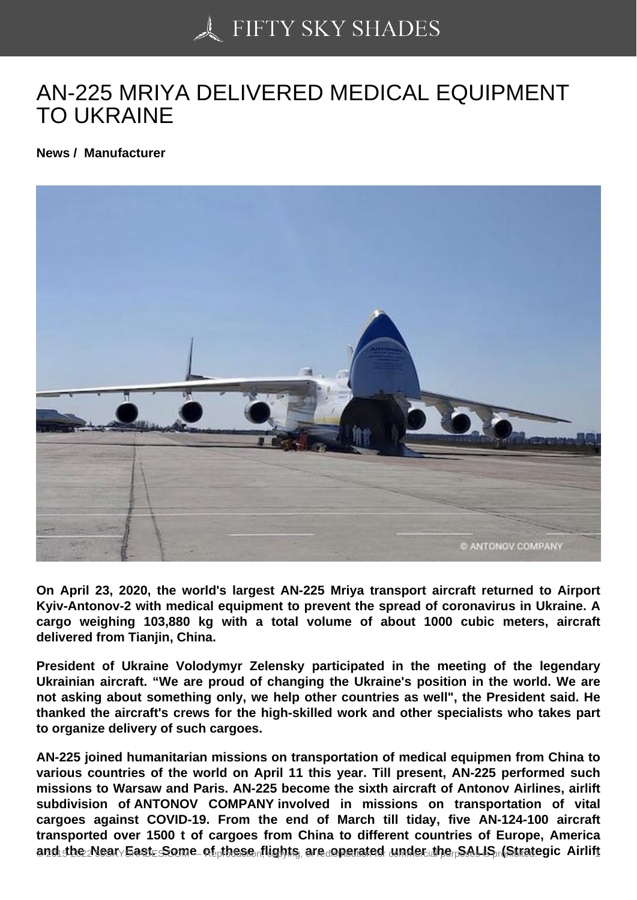# AN-225 MRIYA DELIVERED MEDICAL EQUIPMENT TO UKRAINE

**News / Manufacturer**

**On April 23, 2020, the world's largest AN-225 Mriya transport aircraft returned to Airport Kyiv-Antonov-2 with medical equipment to prevent the spread of coronavirus in Ukraine. A cargo weighing 103,880 kg with a total volume of about 1000 cubic meters, aircraft delivered from Tianjin, China.**

**President of Ukraine Volodymyr Zelensky participated in the meeting of the legendary Ukrainian aircraft. "We are proud of changing the Ukraine's position in the world. We are not asking about something only, we help other countries as well", the President said. He thanked the aircraft's crews for the high-skilled work and other specialists who takes part to organize delivery of such cargoes.**

**AN-225 joined humanitarian missions on transportation of medical equipmen from China to various countries of the world on April 11 this year. Till present, AN-225 performed such missions to Warsaw and Paris. AN-225 become the sixth aircraft of Antonov Airlines, airlift subdivision of ANTONOV COMPANY involved in missions on transportation of vital cargoes against COVID-19. From the end of March till tiday, five AN-124-100 aircraft transported over 1500 t of cargoes from China to different countries of Europe, America and the Near East. Some of these flights are operated under the SALIS (Strategic Airlift**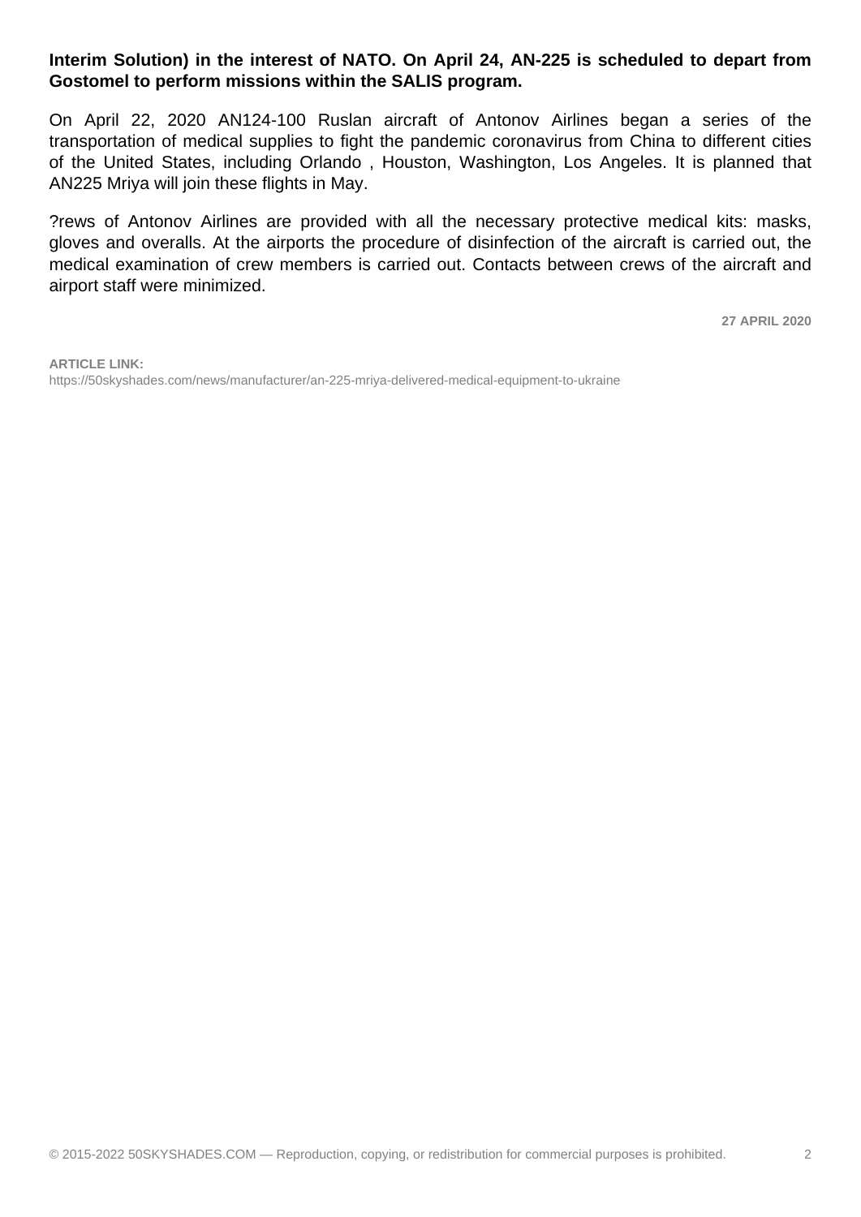**Interim Solution) in the interest of NATO. On April 24, AN-225 is scheduled to depart from Gostomel to perform missions within the SALIS program.**

On April 22, 2020 AN124-100 Ruslan aircraft of Antonov Airlines began a series of the transportation of medical supplies to fight the pandemic coronavirus from China to different cities of the United States, including Orlando , Houston, Washington, Los Angeles. It is planned that AN225 Mriya will join these flights in May.

?rews of Antonov Airlines are provided with all the necessary protective medical kits: masks, gloves and overalls. At the airports the procedure of disinfection of the aircraft is carried out, the medical examination of crew members is carried out. Contacts between crews of the aircraft and airport staff were minimized.

**27 APRIL 2020**

**ARTICLE LINK:**
https://50skyshades.com/news/manufacturer/an-225-mriya-delivered-medical-equipment-to-ukraine